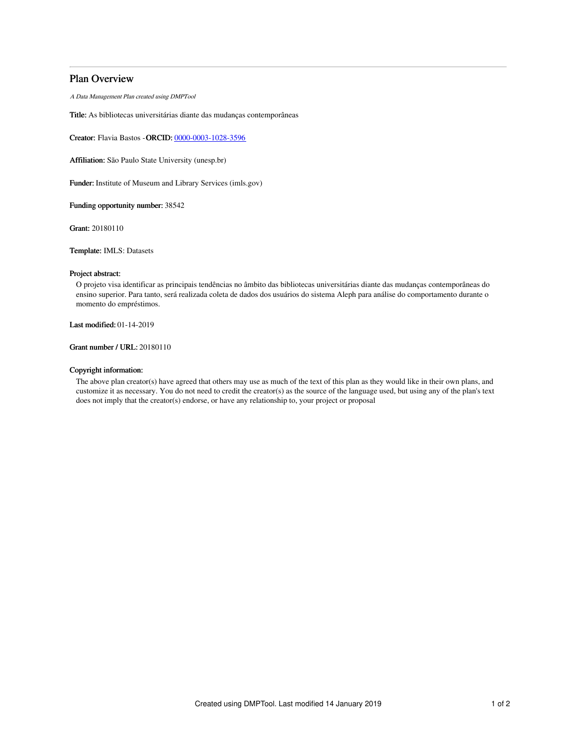# Plan Overview

*A Data Management Plan created using DMPTool*

**Title:** As bibliotecas universitárias diante das mudanças contemporâneas

**Creator:** Flavia Bastos -**ORCID:** 0000-0003-1028-3596

**Affiliation:** São Paulo State University (unesp.br)

**Funder:** Institute of Museum and Library Services (imls.gov)

**Funding opportunity number:** 38542

**Grant:** 20180110

**Template:** IMLS: Datasets

**Project abstract:**

O projeto visa identificar as principais tendências no âmbito das bibliotecas universitárias diante das mudanças contemporâneas do ensino superior. Para tanto, será realizada coleta de dados dos usuários do sistema Aleph para análise do comportamento durante o momento do empréstimos.

**Last modified:** 01-14-2019

**Grant number / URL:** 20180110

**Copyright information:**

The above plan creator(s) have agreed that others may use as much of the text of this plan as they would like in their own plans, and customize it as necessary. You do not need to credit the creator(s) as the source of the language used, but using any of the plan's text does not imply that the creator(s) endorse, or have any relationship to, your project or proposal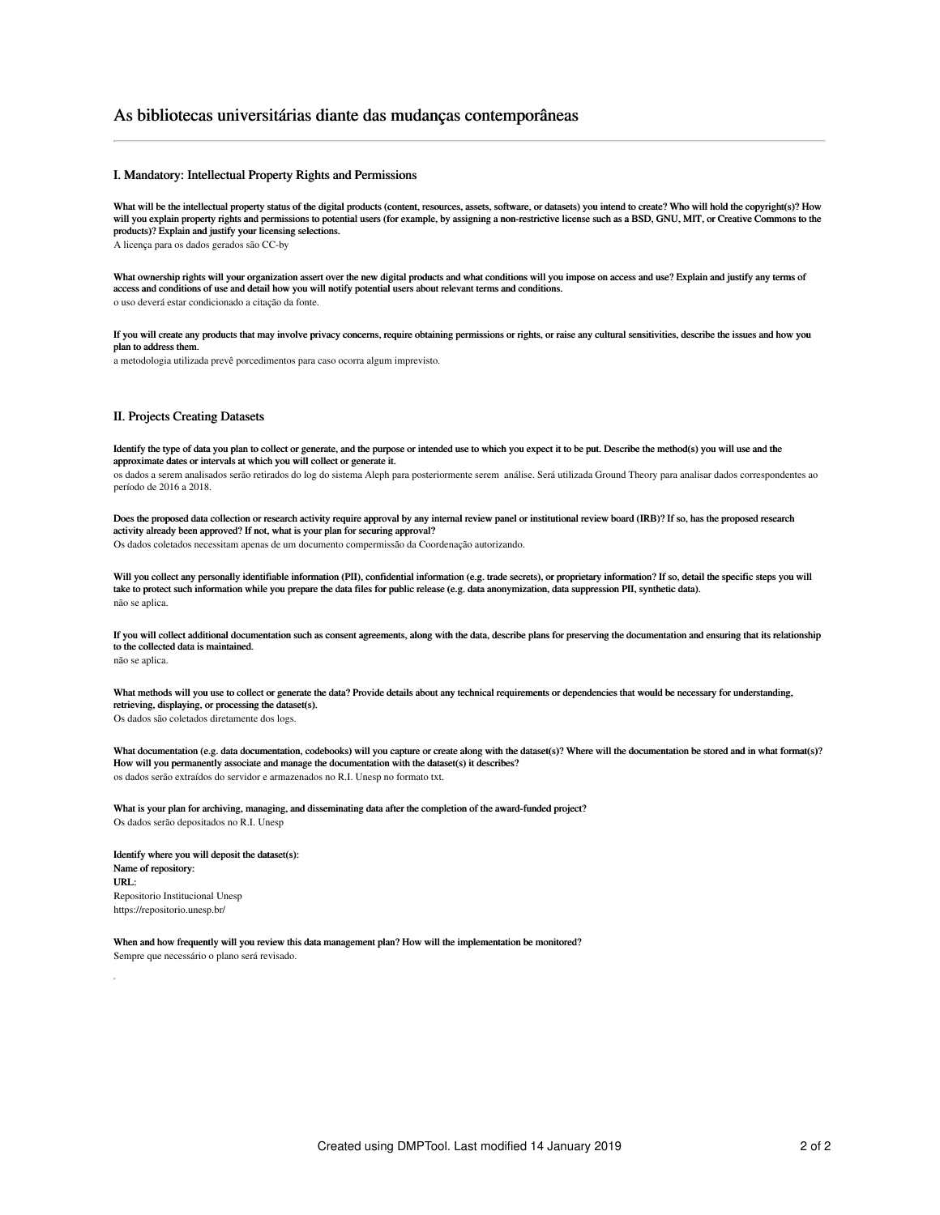## As bibliotecas universitárias diante das mudanças contemporâneas

### I. Mandatory: Intellectual Property Rights and Permissions

**What will be the intellectual property status of the digital products (content, resources, assets, software, or datasets) you intend to create? Who will hold the copyright(s)? How will you explain property rights and permissions to potential users (for example, by assigning a non-restrictive license such as a BSD, GNU, MIT, or Creative Commons to the products)? Explain and justify your licensing selections.**

A licença para os dados gerados são CC-by

**What ownership rights will your organization assert over the new digital products and what conditions will you impose on access and use? Explain and justify any terms of access and conditions of use and detail how you will notify potential users about relevant terms and conditions.**

o uso deverá estar condicionado a citação da fonte.

**If you will create any products that may involve privacy concerns, require obtaining permissions or rights, or raise any cultural sensitivities, describe the issues and how you plan to address them.**

a metodologia utilizada prevê porcedimentos para caso ocorra algum imprevisto.

### II. Projects Creating Datasets

**Identify the type of data you plan to collect or generate, and the purpose or intended use to which you expect it to be put. Describe the method(s) you will use and the approximate dates or intervals at which you will collect or generate it.**

os dados a serem analisados serão retirados do log do sistema Aleph para posteriormente serem análise. Será utilizada Ground Theory para analisar dados correspondentes ao período de 2016 a 2018.

**Does the proposed data collection or research activity require approval by any internal review panel or institutional review board (IRB)? If so, has the proposed research activity already been approved? If not, what is your plan for securing approval?**

Os dados coletados necessitam apenas de um documento compermissão da Coordenação autorizando.

**Will you collect any personally identifiable information (PII), confidential information (e.g. trade secrets), or proprietary information? If so, detail the specific steps you will take to protect such information while you prepare the data files for public release (e.g. data anonymization, data suppression PII, synthetic data).**

não se aplica.

**If you will collect additional documentation such as consent agreements, along with the data, describe plans for preserving the documentation and ensuring that its relationship to the collected data is maintained.**

não se aplica.

**What methods will you use to collect or generate the data? Provide details about any technical requirements or dependencies that would be necessary for understanding, retrieving, displaying, or processing the dataset(s).**

Os dados são coletados diretamente dos logs.

**What documentation (e.g. data documentation, codebooks) will you capture or create along with the dataset(s)? Where will the documentation be stored and in what format(s)? How will you permanently associate and manage the documentation with the dataset(s) it describes?**

os dados serão extraídos do servidor e armazenados no R.I. Unesp no formato txt.

**What is your plan for archiving, managing, and disseminating data after the completion of the award-funded project?**

Os dados serão depositados no R.I. Unesp

**Identify where you will deposit the dataset(s):**
**Name of repository:**
**URL:**

Repositorio Institucional Unesp
https://repositorio.unesp.br/

**When and how frequently will you review this data management plan? How will the implementation be monitored?**

Sempre que necessário o plano será revisado.

Created using DMPTool. Last modified 14 January 2019